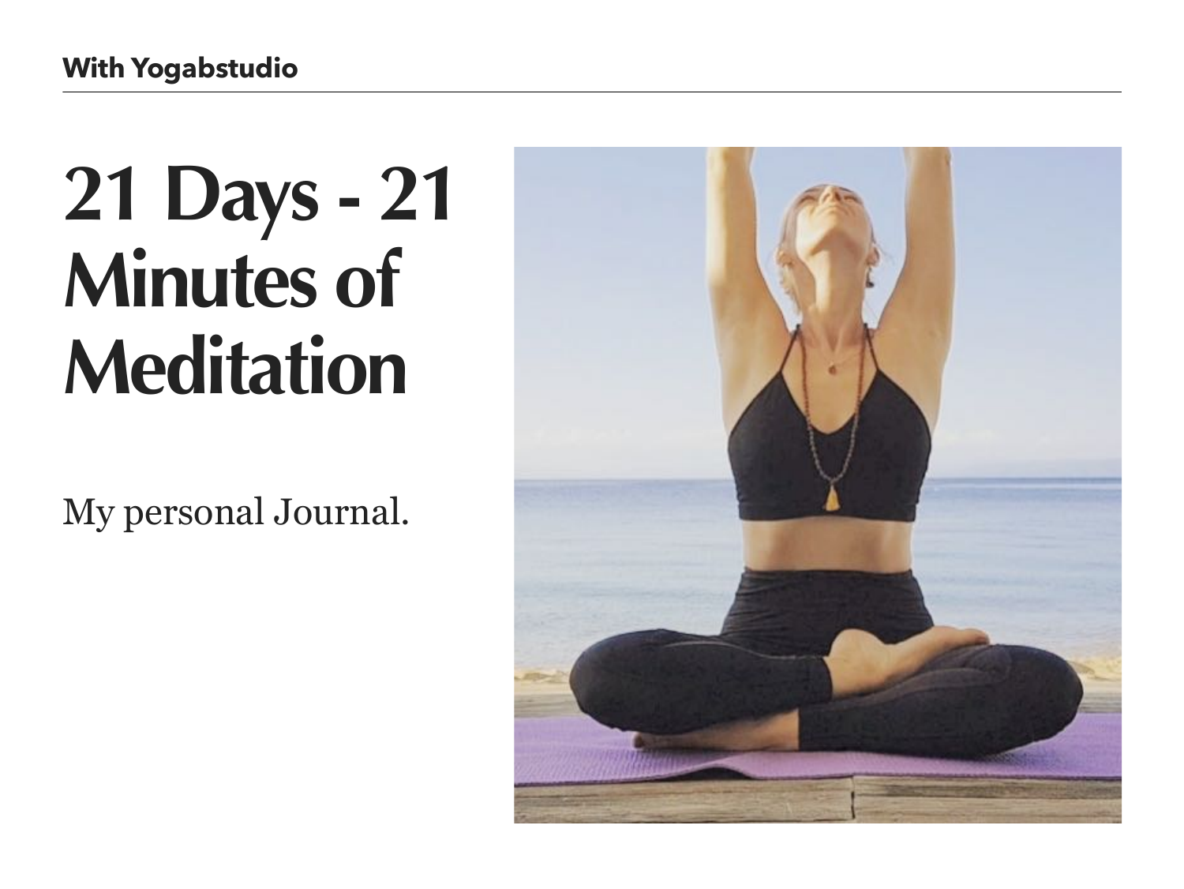**With Yogabstudio**

# 21 Days - 21 Minutes of Meditation

My personal Journal.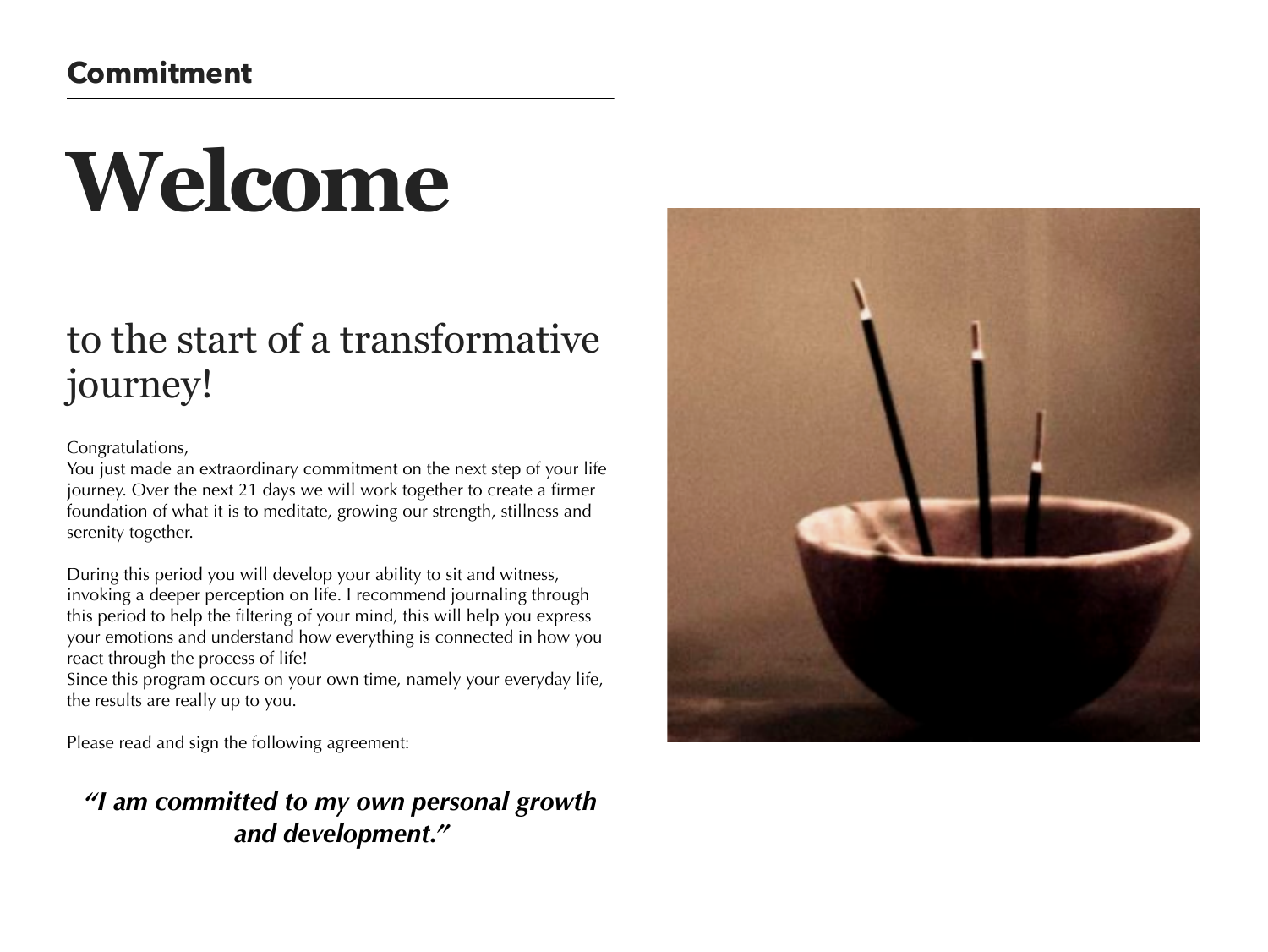**Commitment**

# Welcome

## to the start of a transformative journey!

Congratulations,
You just made an extraordinary commitment on the next step of your life journey. Over the next 21 days we will work together to create a firmer foundation of what it is to meditate, growing our strength, stillness and serenity together.

During this period you will develop your ability to sit and witness, invoking a deeper perception on life. I recommend journaling through this period to help the filtering of your mind, this will help you express your emotions and understand how everything is connected in how you react through the process of life!
Since this program occurs on your own time, namely your everyday life, the results are really up to you.

Please read and sign the following agreement:

***"I am committed to my own personal growth and development."***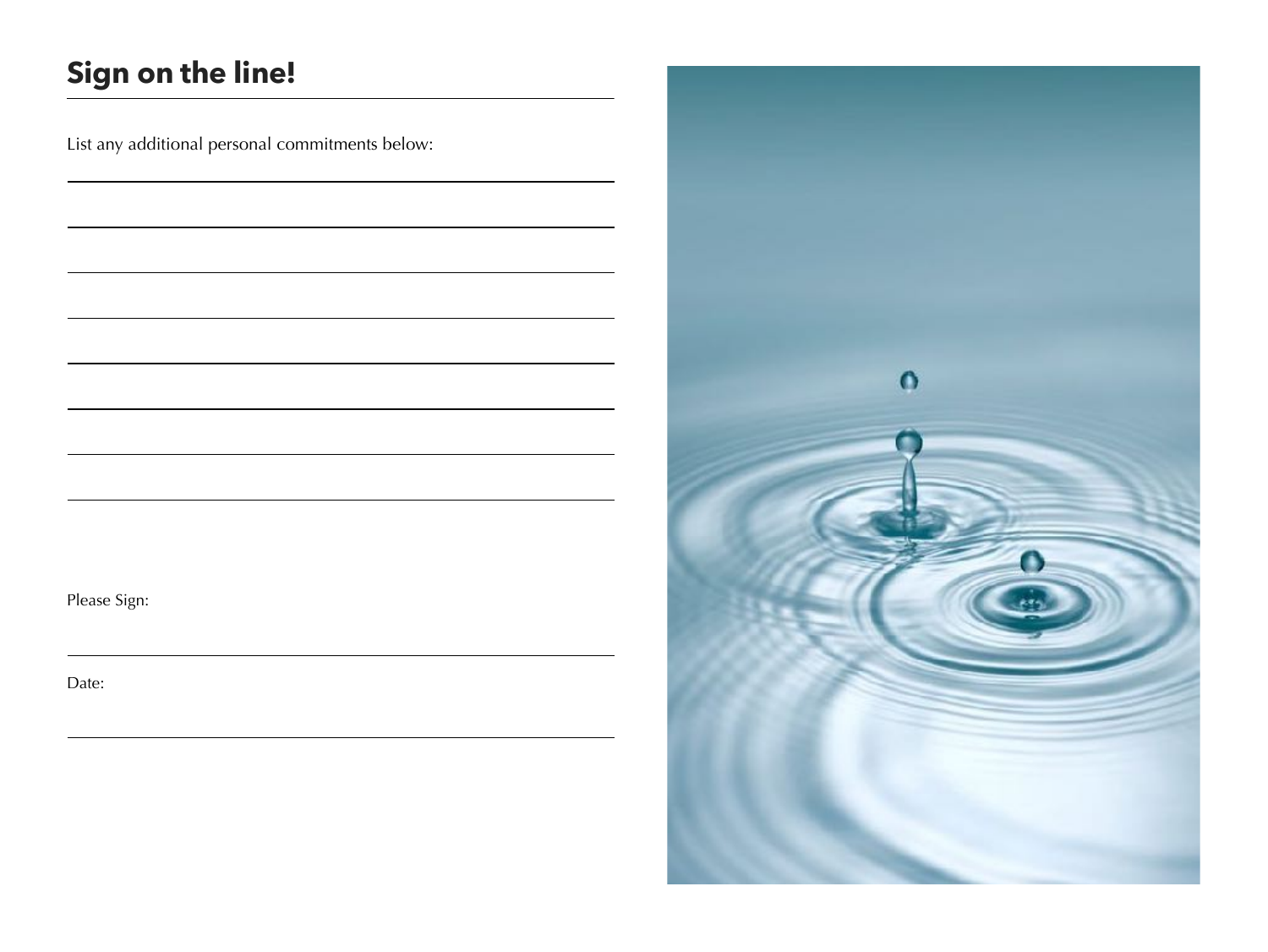## Sign on the line!

List any additional personal commitments below:

Please Sign:

Date: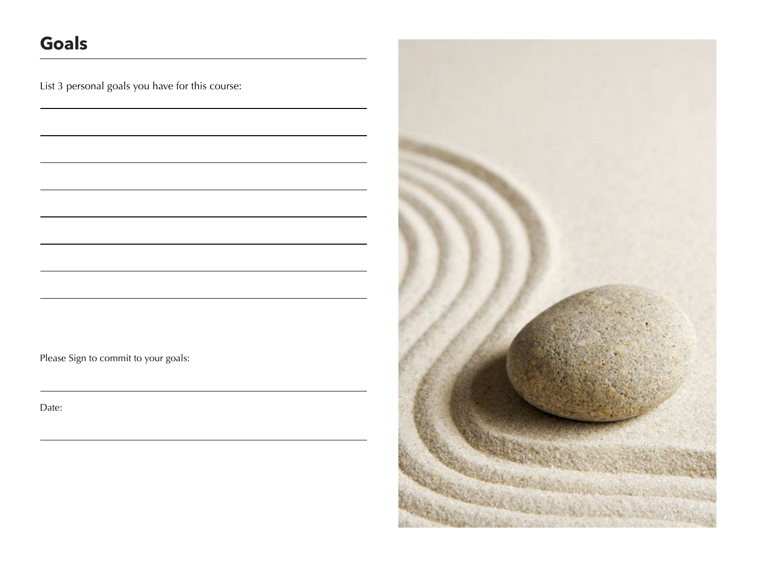## Goals

List 3 personal goals you have for this course:

Please Sign to commit to your goals:

Date: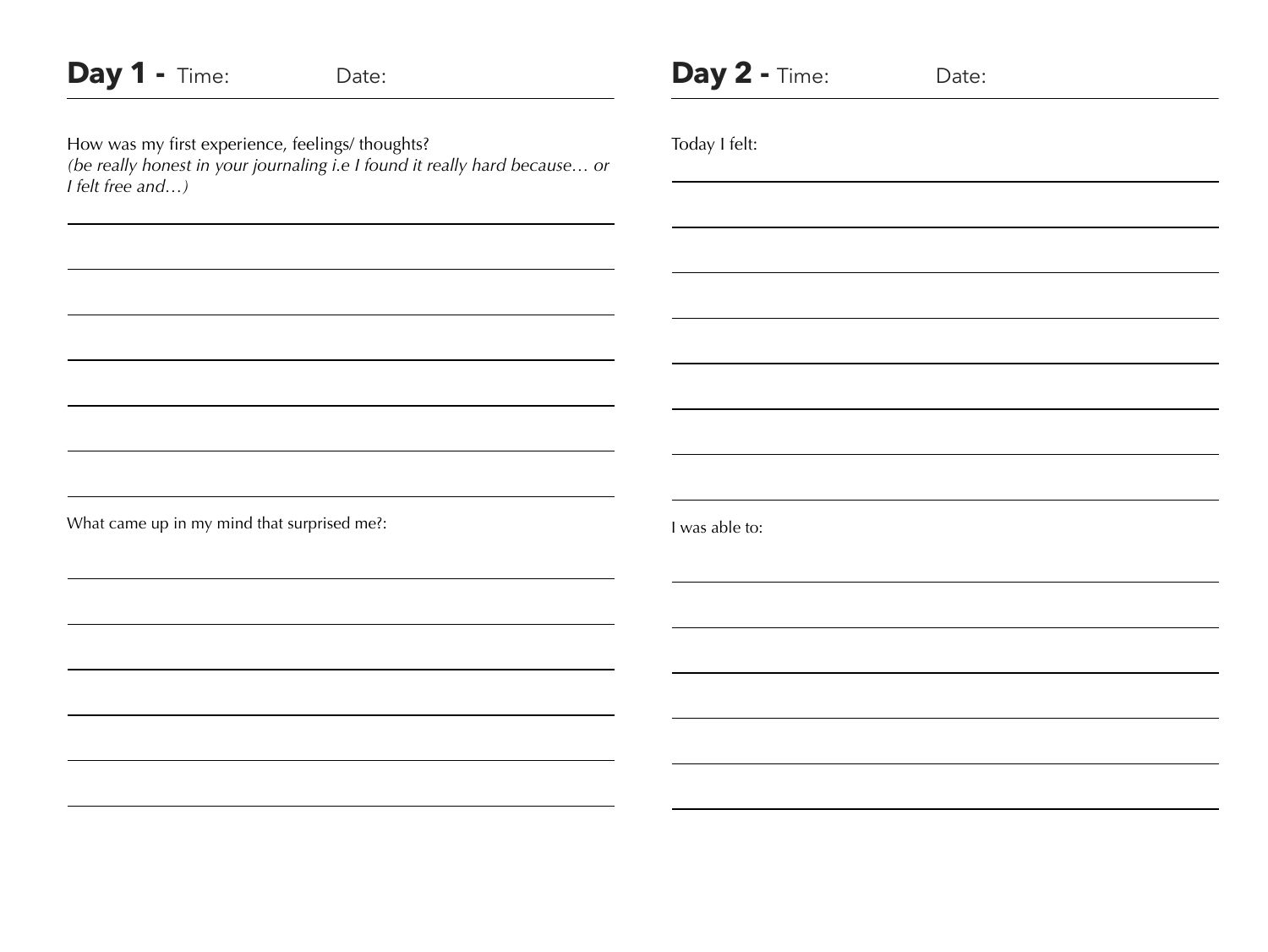## Day 1 - Time: Date:

How was my first experience, feelings/ thoughts?
*(be really honest in your journaling i.e I found it really hard because… or I felt free and…)*

What came up in my mind that surprised me?:

## Day 2 - Time: Date:

Today I felt:

I was able to: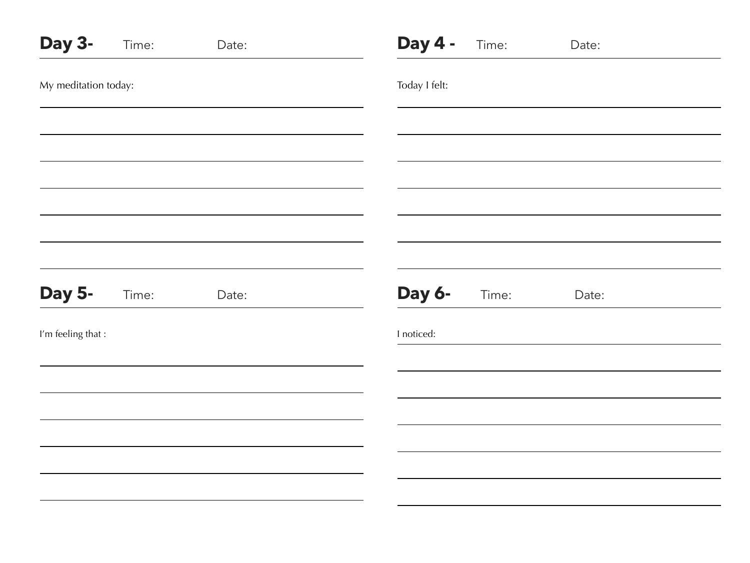## Day 3- Time: Date:

My meditation today:

## Day 4 - Time: Date:

Today I felt:

## Day 5- Time: Date:

I'm feeling that :

## Day 6- Time: Date:

I noticed: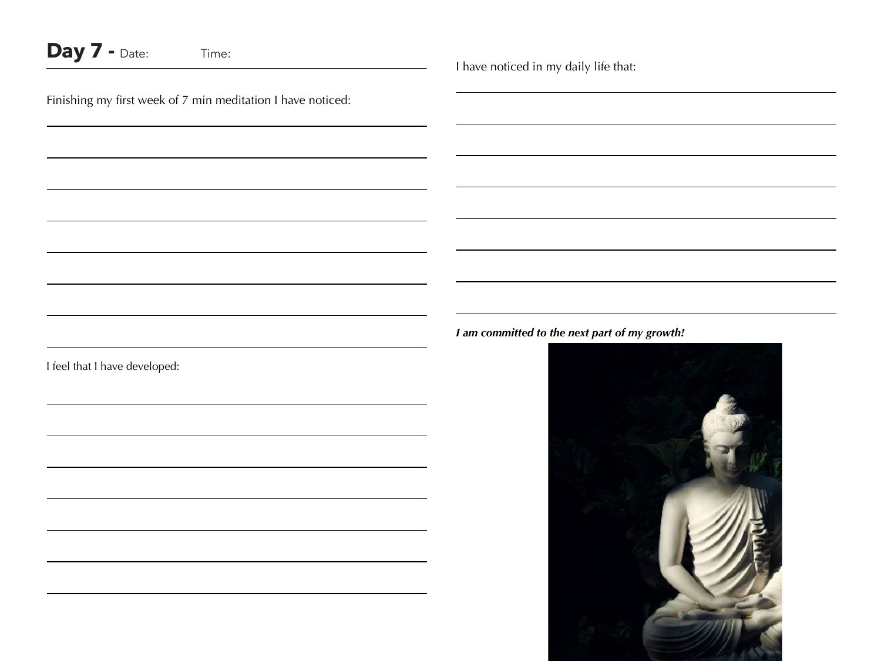# Day 7 - Date: Time:

Finishing my first week of 7 min meditation I have noticed:

I feel that I have developed:

I have noticed in my daily life that:

***I am committed to the next part of my growth!***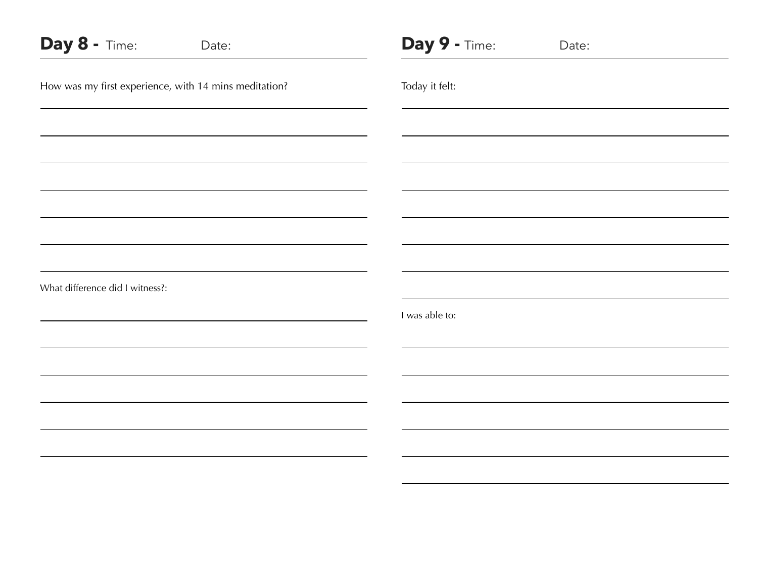## Day 8 - Time: Date:

How was my first experience, with 14 mins meditation?

What difference did I witness?:

## Day 9 - Time: Date:

Today it felt:

I was able to: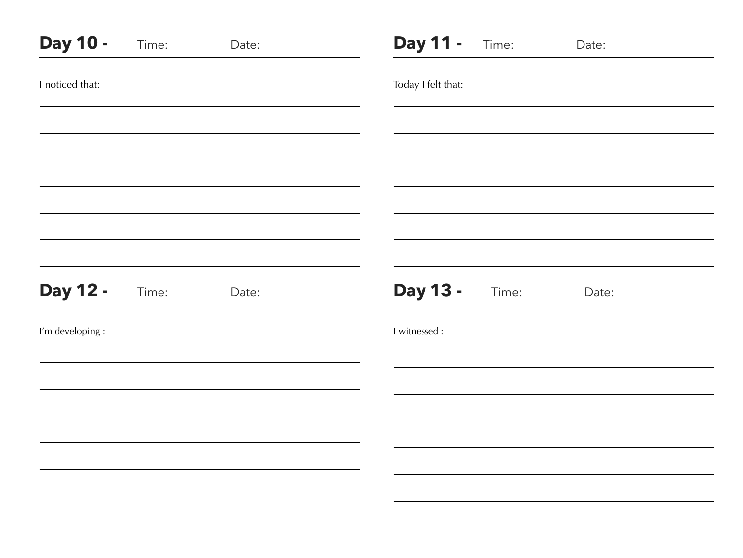## Day 10 - Time: Date:

I noticed that:

## Day 11 - Time: Date:

Today I felt that:

## Day 12 - Time: Date:

I'm developing :

## Day 13 - Time: Date:

I witnessed :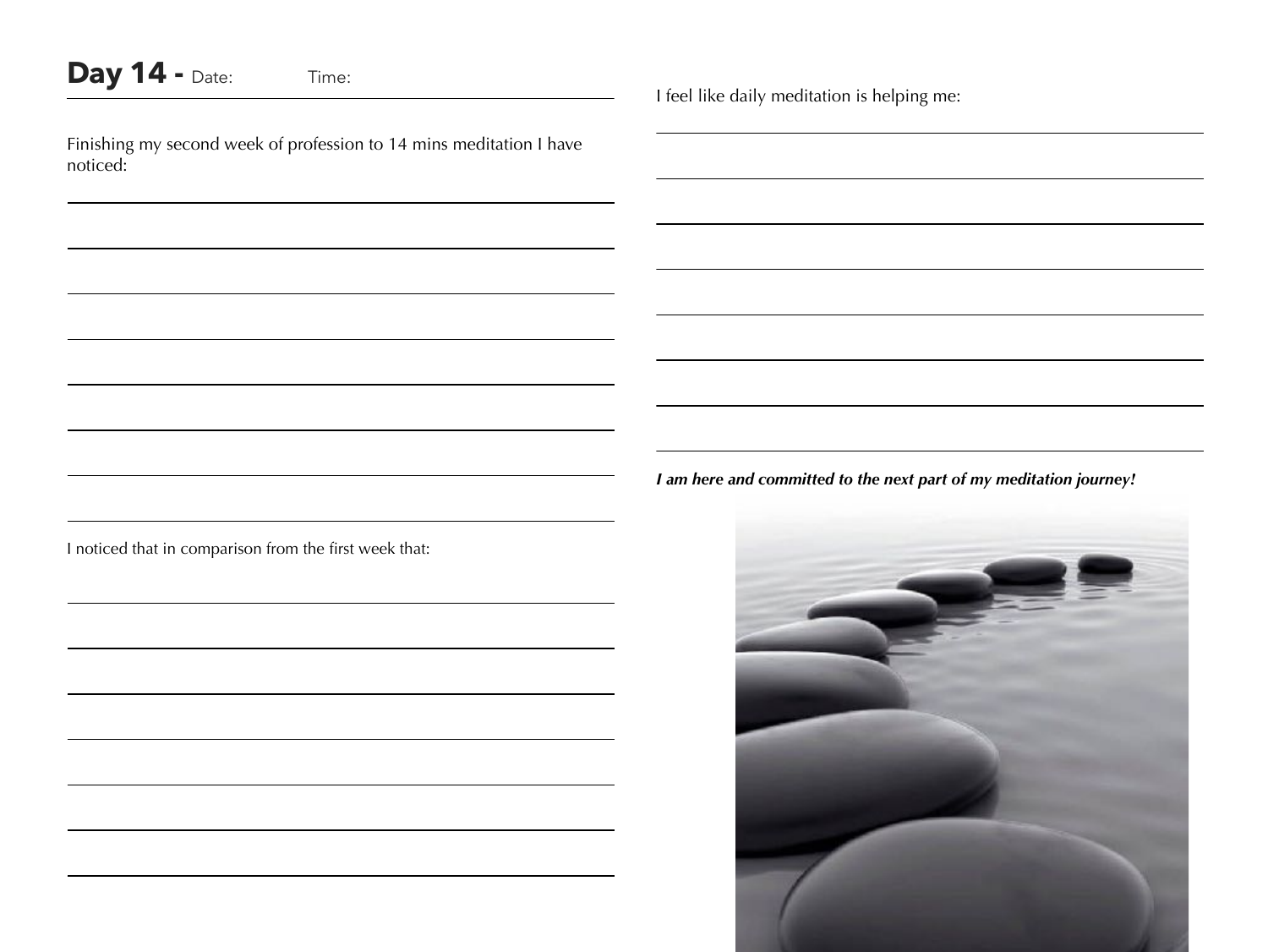## Day 14 - Date: Time:

Finishing my second week of profession to 14 mins meditation I have noticed:

I noticed that in comparison from the first week that:

I feel like daily meditation is helping me:

***I am here and committed to the next part of my meditation journey!***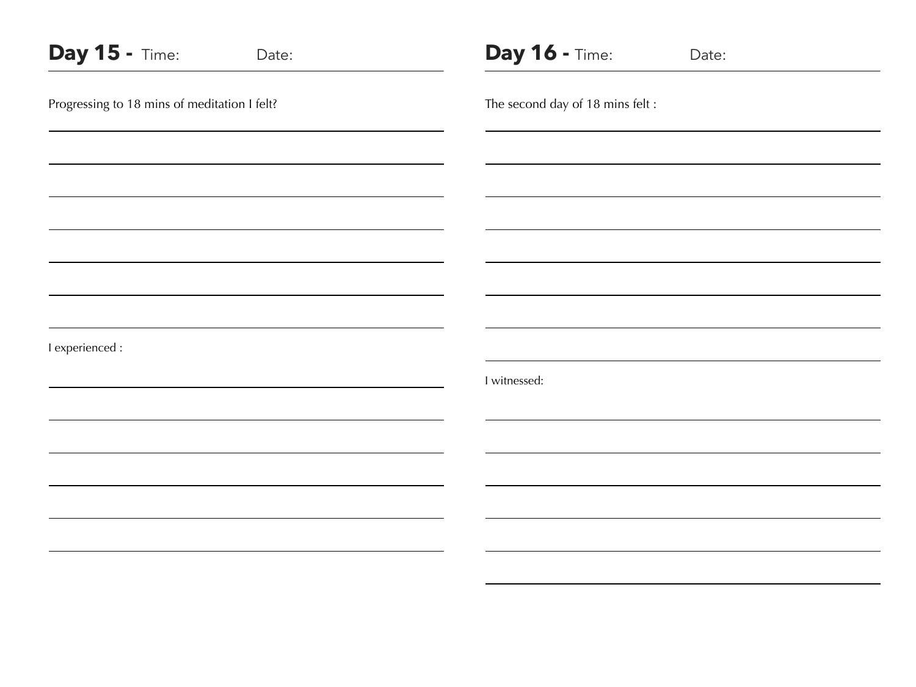## **Day 15 -** Time: Date:

Progressing to 18 mins of meditation I felt?

I experienced :

## **Day 16 -** Time: Date:

The second day of 18 mins felt :

I witnessed: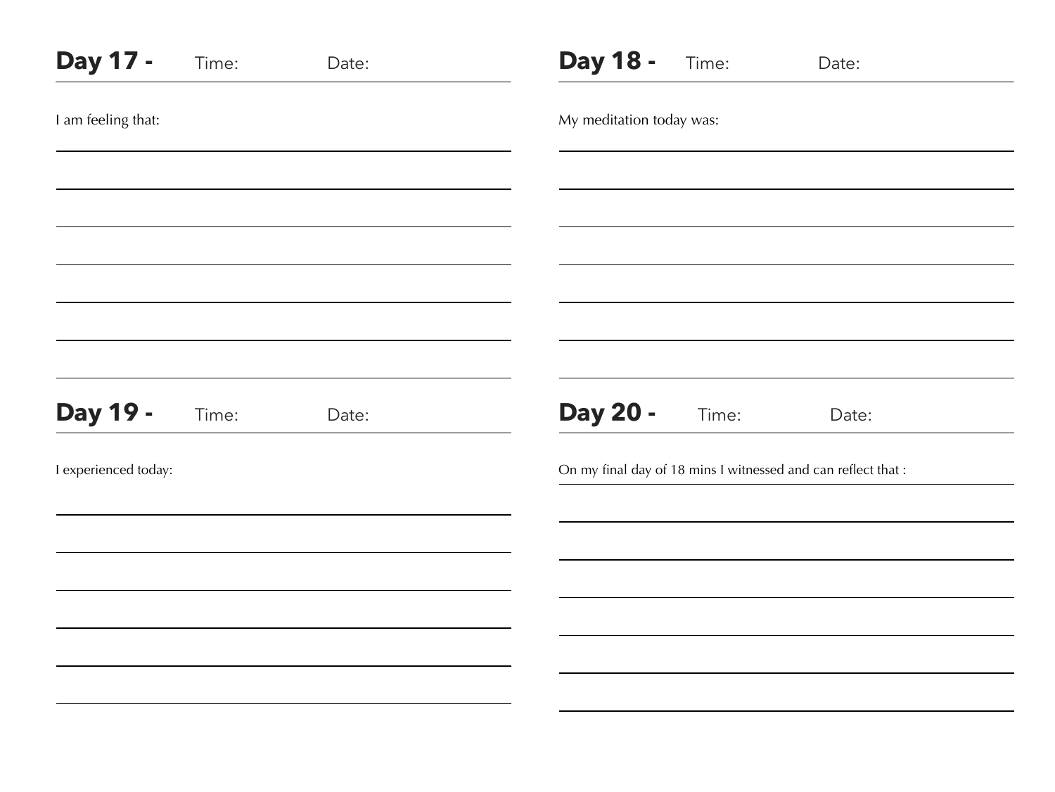## Day 17 - Time: Date:

I am feeling that:

## Day 18 - Time: Date:

My meditation today was:

## Day 19 - Time: Date:

I experienced today:

## Day 20 - Time: Date:

On my final day of 18 mins I witnessed and can reflect that :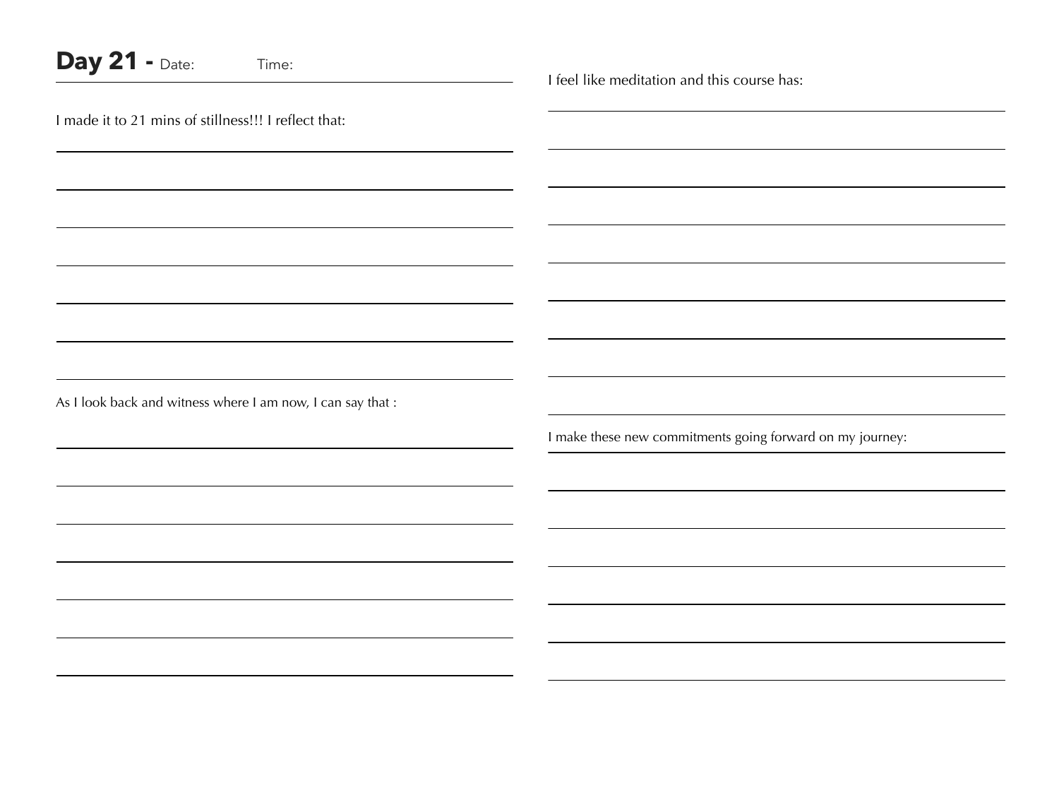## Day 21 - Date: Time:

I made it to 21 mins of stillness!!! I reflect that:

As I look back and witness where I am now, I can say that :

I feel like meditation and this course has:

I make these new commitments going forward on my journey: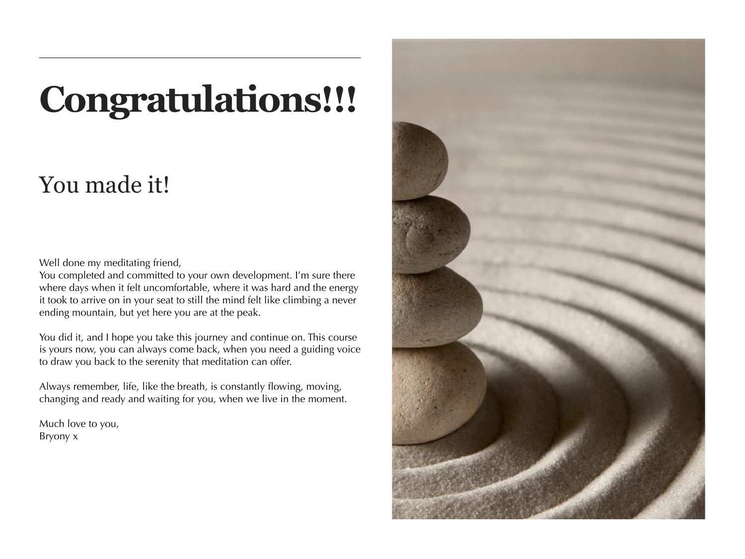# Congratulations!!!

## You made it!

Well done my meditating friend,
You completed and committed to your own development. I'm sure there where days when it felt uncomfortable, where it was hard and the energy it took to arrive on in your seat to still the mind felt like climbing a never ending mountain, but yet here you are at the peak.

You did it, and I hope you take this journey and continue on. This course is yours now, you can always come back, when you need a guiding voice to draw you back to the serenity that meditation can offer.

Always remember, life, like the breath, is constantly flowing, moving, changing and ready and waiting for you, when we live in the moment.

Much love to you,
Bryony x